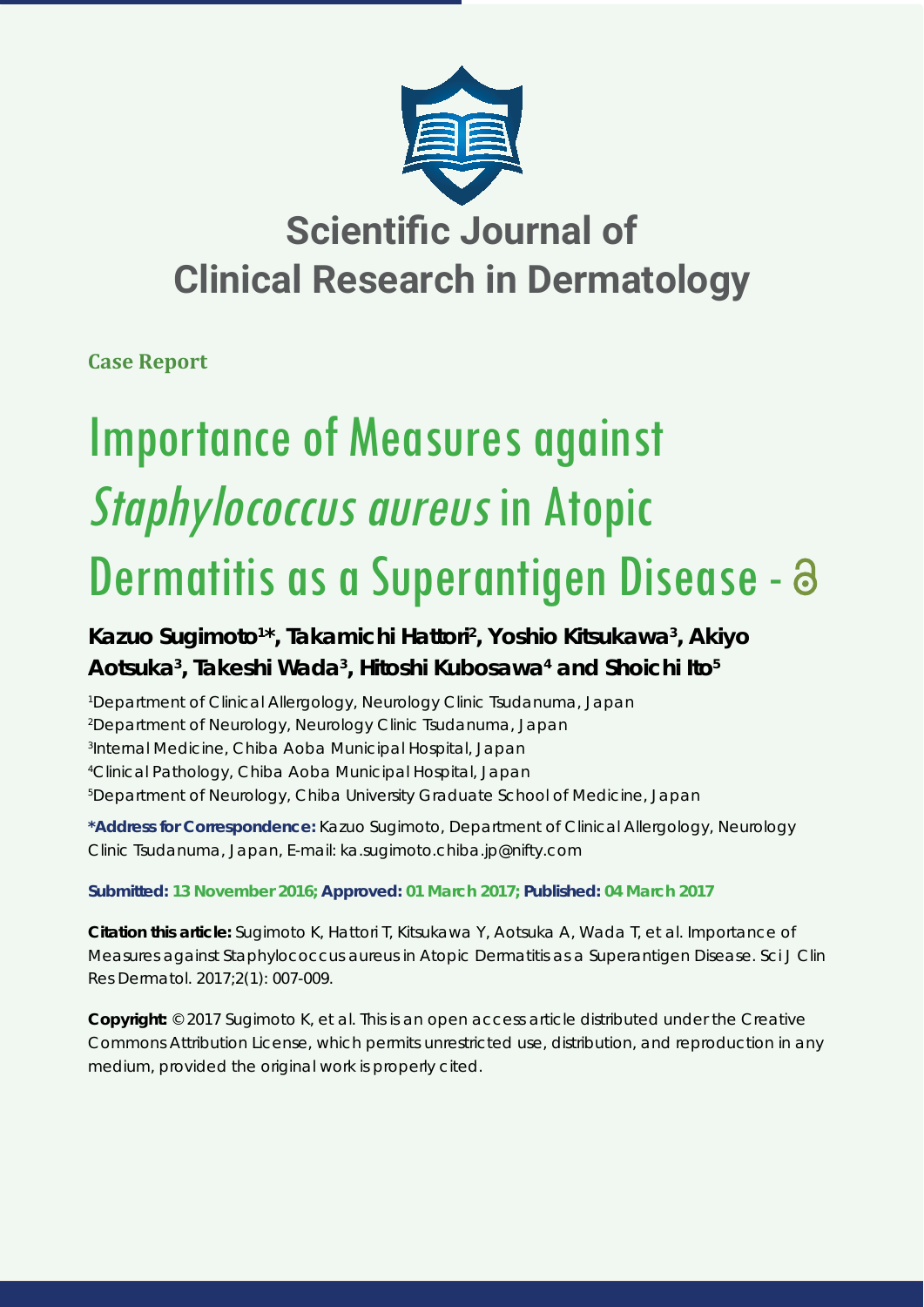# Scientific Journal of Clinical Research in Dermatology

**Case Report**

# Importance of Measures against *Staphylococcus aureus* in Atopic Dermatitis as a Superantigen Disease

**Kazuo Sugimoto[1]*, Takamichi Hattori[2], Yoshio Kitsukawa[3], Akiyo Aotsuka[3], Takeshi Wada[3], Hitoshi Kubosawa[4] and Shoichi Ito[5]**

[1]Department of Clinical Allergology, Neurology Clinic Tsudanuma, Japan
[2]Department of Neurology, Neurology Clinic Tsudanuma, Japan
[3]Internal Medicine, Chiba Aoba Municipal Hospital, Japan
[4]Clinical Pathology, Chiba Aoba Municipal Hospital, Japan
[5]Department of Neurology, Chiba University Graduate School of Medicine, Japan

**\*Address for Correspondence:** Kazuo Sugimoto, Department of Clinical Allergology, Neurology Clinic Tsudanuma, Japan, E-mail: ka.sugimoto.chiba.jp@nifty.com

**Submitted: 13 November 2016; Approved: 01 March 2017; Published: 04 March 2017**

**Citation this article:** Sugimoto K, Hattori T, Kitsukawa Y, Aotsuka A, Wada T, et al. Importance of Measures against Staphylococcus aureus in Atopic Dermatitis as a Superantigen Disease. Sci J Clin Res Dermatol. 2017;2(1): 007-009.

**Copyright:** © 2017 Sugimoto K, et al. This is an open access article distributed under the Creative Commons Attribution License, which permits unrestricted use, distribution, and reproduction in any medium, provided the original work is properly cited.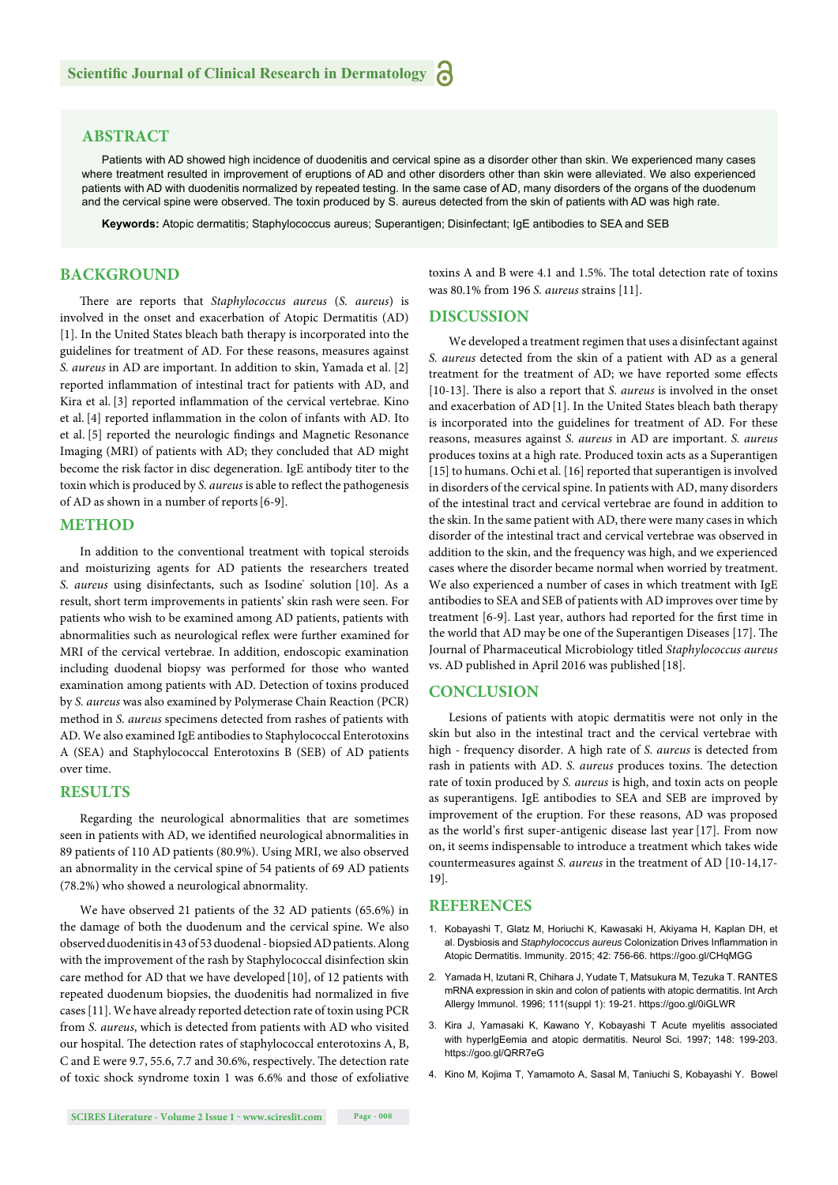## ABSTRACT

Patients with AD showed high incidence of duodenitis and cervical spine as a disorder other than skin. We experienced many cases where treatment resulted in improvement of eruptions of AD and other disorders other than skin were alleviated. We also experienced patients with AD with duodenitis normalized by repeated testing. In the same case of AD, many disorders of the organs of the duodenum and the cervical spine were observed. The toxin produced by S. aureus detected from the skin of patients with AD was high rate.

**Keywords:** Atopic dermatitis; Staphylococcus aureus; Superantigen; Disinfectant; IgE antibodies to SEA and SEB

## BACKGROUND

There are reports that *Staphylococcus aureus* (*S. aureus*) is involved in the onset and exacerbation of Atopic Dermatitis (AD) [1]. In the United States bleach bath therapy is incorporated into the guidelines for treatment of AD. For these reasons, measures against *S. aureus* in AD are important. In addition to skin, Yamada et al. [2] reported inflammation of intestinal tract for patients with AD, and Kira et al. [3] reported inflammation of the cervical vertebrae. Kino et al. [4] reported inflammation in the colon of infants with AD. Ito et al. [5] reported the neurologic findings and Magnetic Resonance Imaging (MRI) of patients with AD; they concluded that AD might become the risk factor in disc degeneration. IgE antibody titer to the toxin which is produced by *S. aureus* is able to reflect the pathogenesis of AD as shown in a number of reports [6-9].

## METHOD

In addition to the conventional treatment with topical steroids and moisturizing agents for AD patients the researchers treated *S. aureus* using disinfectants, such as Isodine® solution [10]. As a result, short term improvements in patients' skin rash were seen. For patients who wish to be examined among AD patients, patients with abnormalities such as neurological reflex were further examined for MRI of the cervical vertebrae. In addition, endoscopic examination including duodenal biopsy was performed for those who wanted examination among patients with AD. Detection of toxins produced by *S. aureus* was also examined by Polymerase Chain Reaction (PCR) method in *S. aureus* specimens detected from rashes of patients with AD. We also examined IgE antibodies to Staphylococcal Enterotoxins A (SEA) and Staphylococcal Enterotoxins B (SEB) of AD patients over time.

## RESULTS

Regarding the neurological abnormalities that are sometimes seen in patients with AD, we identified neurological abnormalities in 89 patients of 110 AD patients (80.9%). Using MRI, we also observed an abnormality in the cervical spine of 54 patients of 69 AD patients (78.2%) who showed a neurological abnormality.

We have observed 21 patients of the 32 AD patients (65.6%) in the damage of both the duodenum and the cervical spine. We also observed duodenitis in 43 of 53 duodenal - biopsied AD patients. Along with the improvement of the rash by Staphylococcal disinfection skin care method for AD that we have developed [10], of 12 patients with repeated duodenum biopsies, the duodenitis had normalized in five cases [11]. We have already reported detection rate of toxin using PCR from *S. aureus*, which is detected from patients with AD who visited our hospital. The detection rates of staphylococcal enterotoxins A, B, C and E were 9.7, 55.6, 7.7 and 30.6%, respectively. The detection rate of toxic shock syndrome toxin 1 was 6.6% and those of exfoliative toxins A and B were 4.1 and 1.5%. The total detection rate of toxins was 80.1% from 196 *S. aureus* strains [11].

## DISCUSSION

We developed a treatment regimen that uses a disinfectant against *S. aureus* detected from the skin of a patient with AD as a general treatment for the treatment of AD; we have reported some effects [10-13]. There is also a report that *S. aureus* is involved in the onset and exacerbation of AD [1]. In the United States bleach bath therapy is incorporated into the guidelines for treatment of AD. For these reasons, measures against *S. aureus* in AD are important. *S. aureus* produces toxins at a high rate. Produced toxin acts as a Superantigen [15] to humans. Ochi et al. [16] reported that superantigen is involved in disorders of the cervical spine. In patients with AD, many disorders of the intestinal tract and cervical vertebrae are found in addition to the skin. In the same patient with AD, there were many cases in which disorder of the intestinal tract and cervical vertebrae was observed in addition to the skin, and the frequency was high, and we experienced cases where the disorder became normal when worried by treatment. We also experienced a number of cases in which treatment with IgE antibodies to SEA and SEB of patients with AD improves over time by treatment [6-9]. Last year, authors had reported for the first time in the world that AD may be one of the Superantigen Diseases [17]. The Journal of Pharmaceutical Microbiology titled *Staphylococcus aureus* vs. AD published in April 2016 was published [18].

## CONCLUSION

Lesions of patients with atopic dermatitis were not only in the skin but also in the intestinal tract and the cervical vertebrae with high - frequency disorder. A high rate of *S. aureus* is detected from rash in patients with AD. *S. aureus* produces toxins. The detection rate of toxin produced by *S. aureus* is high, and toxin acts on people as superantigens. IgE antibodies to SEA and SEB are improved by improvement of the eruption. For these reasons, AD was proposed as the world's first super-antigenic disease last year [17]. From now on, it seems indispensable to introduce a treatment which takes wide countermeasures against *S. aureus* in the treatment of AD [10-14,17-19].

## REFERENCES

1. Kobayashi T, Glatz M, Horiuchi K, Kawasaki H, Akiyama H, Kaplan DH, et al. Dysbiosis and *Staphylococcus aureus* Colonization Drives Inflammation in Atopic Dermatitis. Immunity. 2015; 42: 756-66. https://goo.gl/CHqMGG
2. Yamada H, Izutani R, Chihara J, Yudate T, Matsukura M, Tezuka T. RANTES mRNA expression in skin and colon of patients with atopic dermatitis. Int Arch Allergy Immunol. 1996; 111(suppl 1): 19-21. https://goo.gl/0iGLWR
3. Kira J, Yamasaki K, Kawano Y, Kobayashi T Acute myelitis associated with hyperIgEemia and atopic dermatitis. Neurol Sci. 1997; 148: 199-203. https://goo.gl/QRR7eG
4. Kino M, Kojima T, Yamamoto A, Sasal M, Taniuchi S, Kobayashi Y. Bowel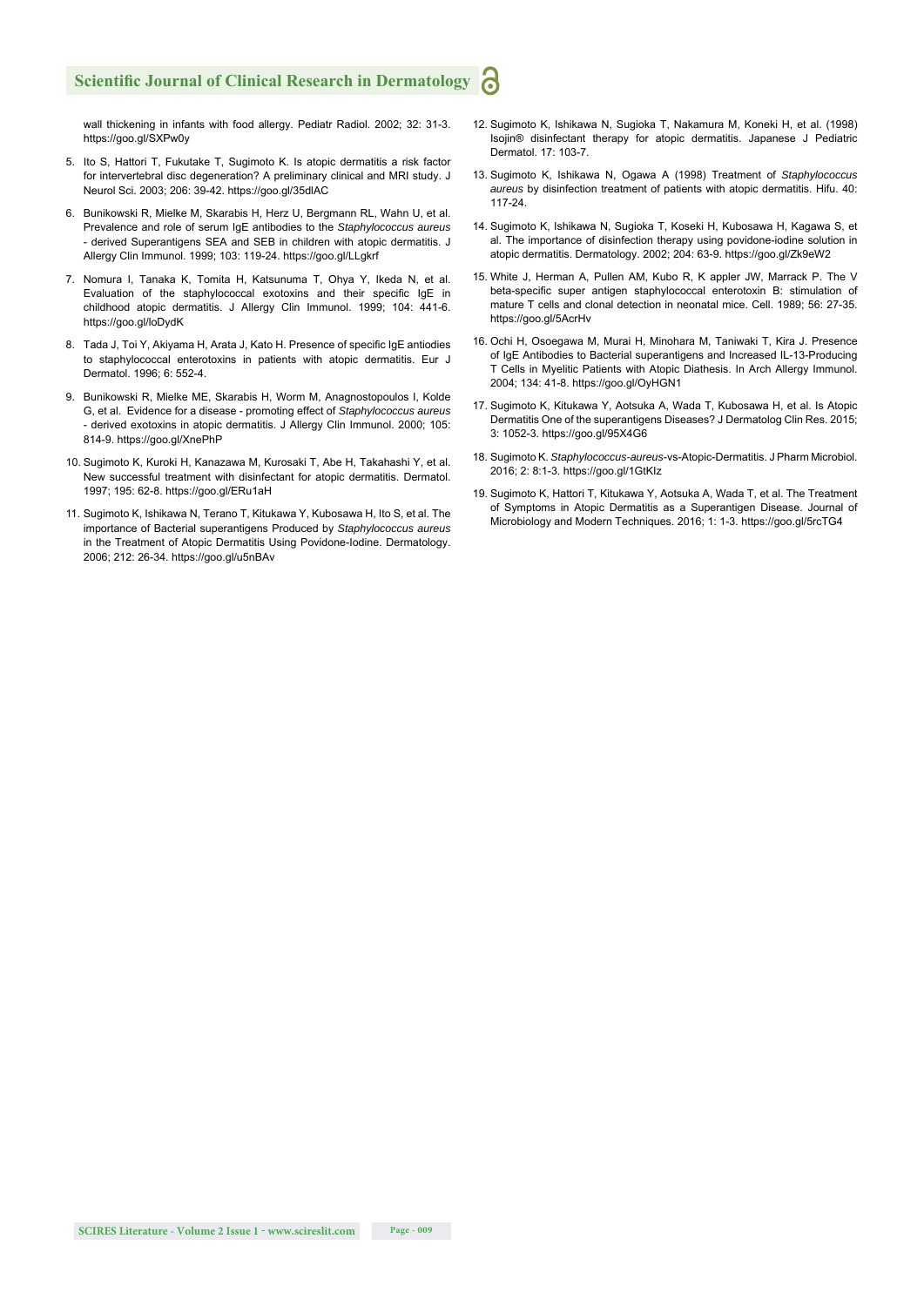wall thickening in infants with food allergy. Pediatr Radiol. 2002; 32: 31-3. https://goo.gl/SXPw0y

5. Ito S, Hattori T, Fukutake T, Sugimoto K. Is atopic dermatitis a risk factor for intervertebral disc degeneration? A preliminary clinical and MRI study. J Neurol Sci. 2003; 206: 39-42. https://goo.gl/35dlAC
6. Bunikowski R, Mielke M, Skarabis H, Herz U, Bergmann RL, Wahn U, et al. Prevalence and role of serum IgE antibodies to the *Staphylococcus aureus* - derived Superantigens SEA and SEB in children with atopic dermatitis. J Allergy Clin Immunol. 1999; 103: 119-24. https://goo.gl/LLgkrf
7. Nomura I, Tanaka K, Tomita H, Katsunuma T, Ohya Y, Ikeda N, et al. Evaluation of the staphylococcal exotoxins and their specific IgE in childhood atopic dermatitis. J Allergy Clin Immunol. 1999; 104: 441-6. https://goo.gl/loDydK
8. Tada J, Toi Y, Akiyama H, Arata J, Kato H. Presence of specific IgE antiodies to staphylococcal enterotoxins in patients with atopic dermatitis. Eur J Dermatol. 1996; 6: 552-4.
9. Bunikowski R, Mielke ME, Skarabis H, Worm M, Anagnostopoulos I, Kolde G, et al. Evidence for a disease - promoting effect of *Staphylococcus aureus* - derived exotoxins in atopic dermatitis. J Allergy Clin Immunol. 2000; 105: 814-9. https://goo.gl/XnePhP
10. Sugimoto K, Kuroki H, Kanazawa M, Kurosaki T, Abe H, Takahashi Y, et al. New successful treatment with disinfectant for atopic dermatitis. Dermatol. 1997; 195: 62-8. https://goo.gl/ERu1aH
11. Sugimoto K, Ishikawa N, Terano T, Kitukawa Y, Kubosawa H, Ito S, et al. The importance of Bacterial superantigens Produced by *Staphylococcus aureus* in the Treatment of Atopic Dermatitis Using Povidone-Iodine. Dermatology. 2006; 212: 26-34. https://goo.gl/u5nBAv
12. Sugimoto K, Ishikawa N, Sugioka T, Nakamura M, Koneki H, et al. (1998) Isojin® disinfectant therapy for atopic dermatitis. Japanese J Pediatric Dermatol. 17: 103-7.
13. Sugimoto K, Ishikawa N, Ogawa A (1998) Treatment of *Staphylococcus aureus* by disinfection treatment of patients with atopic dermatitis. Hifu. 40: 117-24.
14. Sugimoto K, Ishikawa N, Sugioka T, Koseki H, Kubosawa H, Kagawa S, et al. The importance of disinfection therapy using povidone-iodine solution in atopic dermatitis. Dermatology. 2002; 204: 63-9. https://goo.gl/Zk9eW2
15. White J, Herman A, Pullen AM, Kubo R, K appler JW, Marrack P. The V beta-specific super antigen staphylococcal enterotoxin B: stimulation of mature T cells and clonal detection in neonatal mice. Cell. 1989; 56: 27-35. https://goo.gl/5AcrHv
16. Ochi H, Osoegawa M, Murai H, Minohara M, Taniwaki T, Kira J. Presence of IgE Antibodies to Bacterial superantigens and Increased IL-13-Producing T Cells in Myelitic Patients with Atopic Diathesis. In Arch Allergy Immunol. 2004; 134: 41-8. https://goo.gl/OyHGN1
17. Sugimoto K, Kitukawa Y, Aotsuka A, Wada T, Kubosawa H, et al. Is Atopic Dermatitis One of the superantigens Diseases? J Dermatolog Clin Res. 2015; 3: 1052-3. https://goo.gl/95X4G6
18. Sugimoto K. *Staphylococcus-aureus*-vs-Atopic-Dermatitis. J Pharm Microbiol. 2016; 2: 8:1-3. https://goo.gl/1GtKlz
19. Sugimoto K, Hattori T, Kitukawa Y, Aotsuka A, Wada T, et al. The Treatment of Symptoms in Atopic Dermatitis as a Superantigen Disease. Journal of Microbiology and Modern Techniques. 2016; 1: 1-3. https://goo.gl/5rcTG4